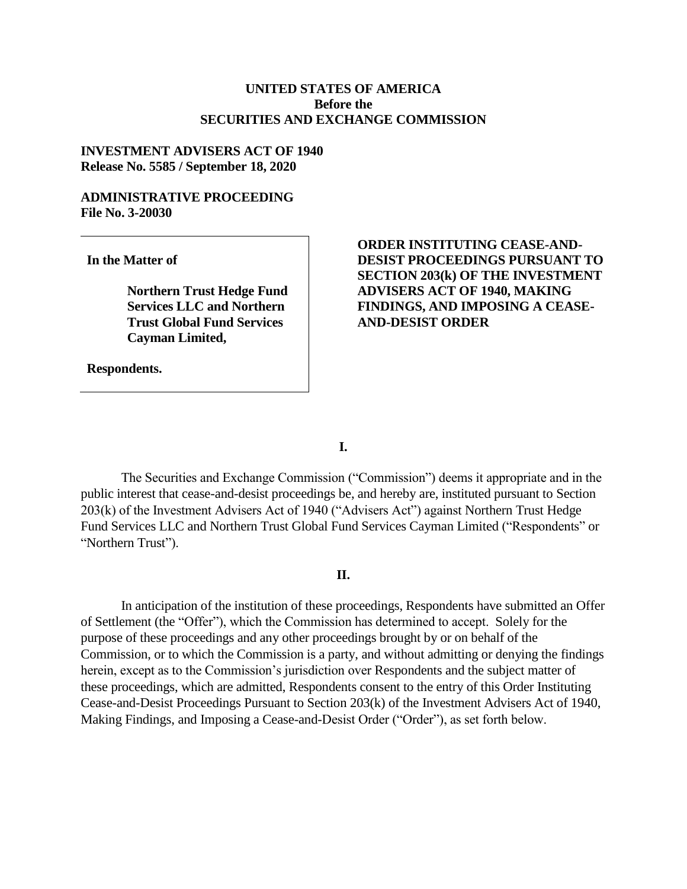**UNITED STATES OF AMERICA**
**Before the**
**SECURITIES AND EXCHANGE COMMISSION**

**INVESTMENT ADVISERS ACT OF 1940**
**Release No. 5585 / September 18, 2020**

**ADMINISTRATIVE PROCEEDING**
**File No. 3-20030**

**In the Matter of**

**Northern Trust Hedge Fund Services LLC and Northern Trust Global Fund Services Cayman Limited,**

**Respondents.**

**ORDER INSTITUTING CEASE-AND-DESIST PROCEEDINGS PURSUANT TO SECTION 203(k) OF THE INVESTMENT ADVISERS ACT OF 1940, MAKING FINDINGS, AND IMPOSING A CEASE-AND-DESIST ORDER**

**I.**

The Securities and Exchange Commission ("Commission") deems it appropriate and in the public interest that cease-and-desist proceedings be, and hereby are, instituted pursuant to Section 203(k) of the Investment Advisers Act of 1940 ("Advisers Act") against Northern Trust Hedge Fund Services LLC and Northern Trust Global Fund Services Cayman Limited ("Respondents" or "Northern Trust").

**II.**

In anticipation of the institution of these proceedings, Respondents have submitted an Offer of Settlement (the "Offer"), which the Commission has determined to accept. Solely for the purpose of these proceedings and any other proceedings brought by or on behalf of the Commission, or to which the Commission is a party, and without admitting or denying the findings herein, except as to the Commission's jurisdiction over Respondents and the subject matter of these proceedings, which are admitted, Respondents consent to the entry of this Order Instituting Cease-and-Desist Proceedings Pursuant to Section 203(k) of the Investment Advisers Act of 1940, Making Findings, and Imposing a Cease-and-Desist Order ("Order"), as set forth below.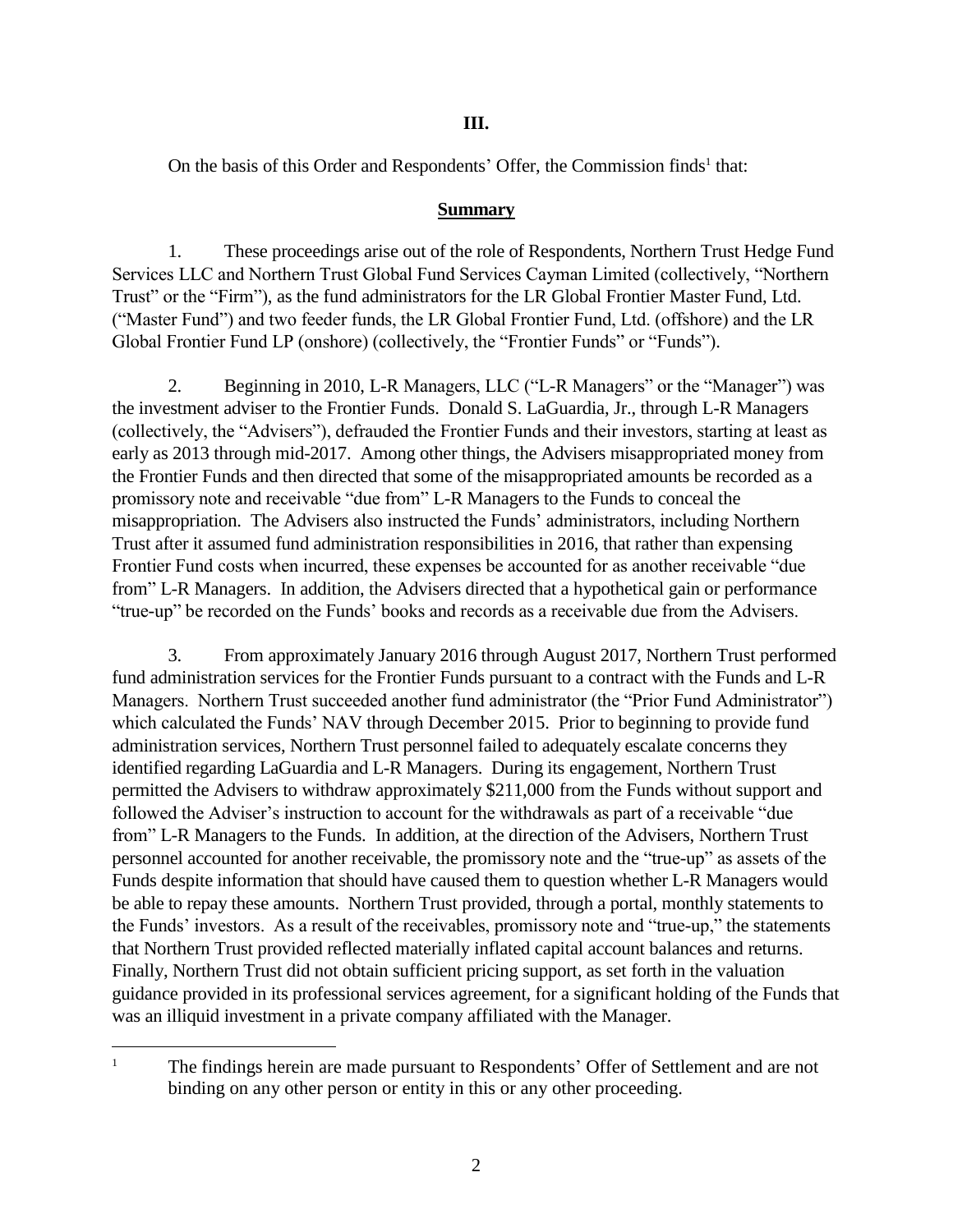## III.

On the basis of this Order and Respondents' Offer, the Commission finds[1] that:

### Summary

1. These proceedings arise out of the role of Respondents, Northern Trust Hedge Fund Services LLC and Northern Trust Global Fund Services Cayman Limited (collectively, "Northern Trust" or the "Firm"), as the fund administrators for the LR Global Frontier Master Fund, Ltd. ("Master Fund") and two feeder funds, the LR Global Frontier Fund, Ltd. (offshore) and the LR Global Frontier Fund LP (onshore) (collectively, the "Frontier Funds" or "Funds").

2. Beginning in 2010, L-R Managers, LLC ("L-R Managers" or the "Manager") was the investment adviser to the Frontier Funds. Donald S. LaGuardia, Jr., through L-R Managers (collectively, the "Advisers"), defrauded the Frontier Funds and their investors, starting at least as early as 2013 through mid-2017. Among other things, the Advisers misappropriated money from the Frontier Funds and then directed that some of the misappropriated amounts be recorded as a promissory note and receivable "due from" L-R Managers to the Funds to conceal the misappropriation. The Advisers also instructed the Funds' administrators, including Northern Trust after it assumed fund administration responsibilities in 2016, that rather than expensing Frontier Fund costs when incurred, these expenses be accounted for as another receivable "due from" L-R Managers. In addition, the Advisers directed that a hypothetical gain or performance "true-up" be recorded on the Funds' books and records as a receivable due from the Advisers.

3. From approximately January 2016 through August 2017, Northern Trust performed fund administration services for the Frontier Funds pursuant to a contract with the Funds and L-R Managers. Northern Trust succeeded another fund administrator (the "Prior Fund Administrator") which calculated the Funds' NAV through December 2015. Prior to beginning to provide fund administration services, Northern Trust personnel failed to adequately escalate concerns they identified regarding LaGuardia and L-R Managers. During its engagement, Northern Trust permitted the Advisers to withdraw approximately $211,000 from the Funds without support and followed the Adviser's instruction to account for the withdrawals as part of a receivable "due from" L-R Managers to the Funds. In addition, at the direction of the Advisers, Northern Trust personnel accounted for another receivable, the promissory note and the "true-up" as assets of the Funds despite information that should have caused them to question whether L-R Managers would be able to repay these amounts. Northern Trust provided, through a portal, monthly statements to the Funds' investors. As a result of the receivables, promissory note and "true-up," the statements that Northern Trust provided reflected materially inflated capital account balances and returns. Finally, Northern Trust did not obtain sufficient pricing support, as set forth in the valuation guidance provided in its professional services agreement, for a significant holding of the Funds that was an illiquid investment in a private company affiliated with the Manager.

[1] The findings herein are made pursuant to Respondents' Offer of Settlement and are not binding on any other person or entity in this or any other proceeding.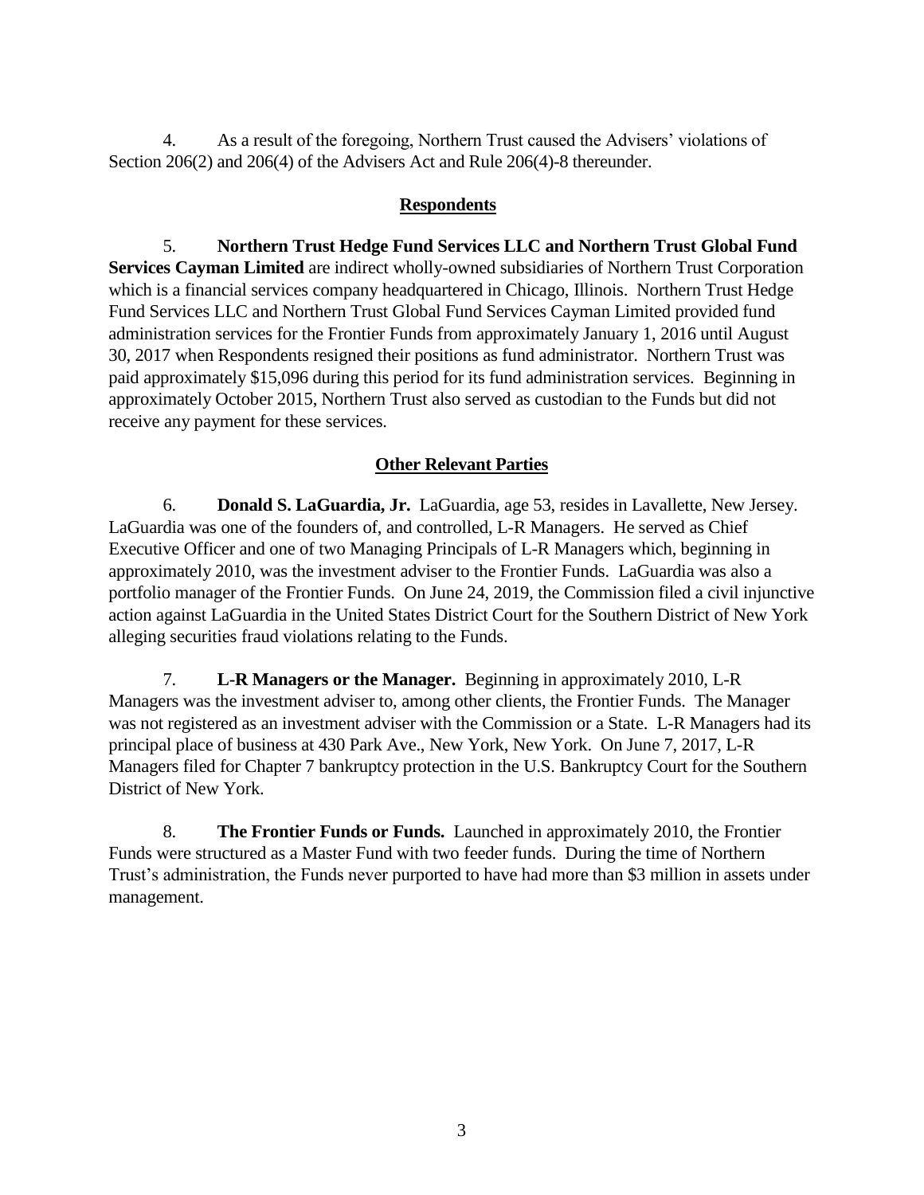4. As a result of the foregoing, Northern Trust caused the Advisers' violations of Section 206(2) and 206(4) of the Advisers Act and Rule 206(4)-8 thereunder.

## Respondents

5. **Northern Trust Hedge Fund Services LLC and Northern Trust Global Fund Services Cayman Limited** are indirect wholly-owned subsidiaries of Northern Trust Corporation which is a financial services company headquartered in Chicago, Illinois. Northern Trust Hedge Fund Services LLC and Northern Trust Global Fund Services Cayman Limited provided fund administration services for the Frontier Funds from approximately January 1, 2016 until August 30, 2017 when Respondents resigned their positions as fund administrator. Northern Trust was paid approximately $15,096 during this period for its fund administration services. Beginning in approximately October 2015, Northern Trust also served as custodian to the Funds but did not receive any payment for these services.

## Other Relevant Parties

6. **Donald S. LaGuardia, Jr.** LaGuardia, age 53, resides in Lavallette, New Jersey. LaGuardia was one of the founders of, and controlled, L-R Managers. He served as Chief Executive Officer and one of two Managing Principals of L-R Managers which, beginning in approximately 2010, was the investment adviser to the Frontier Funds. LaGuardia was also a portfolio manager of the Frontier Funds. On June 24, 2019, the Commission filed a civil injunctive action against LaGuardia in the United States District Court for the Southern District of New York alleging securities fraud violations relating to the Funds.

7. **L-R Managers or the Manager.** Beginning in approximately 2010, L-R Managers was the investment adviser to, among other clients, the Frontier Funds. The Manager was not registered as an investment adviser with the Commission or a State. L-R Managers had its principal place of business at 430 Park Ave., New York, New York. On June 7, 2017, L-R Managers filed for Chapter 7 bankruptcy protection in the U.S. Bankruptcy Court for the Southern District of New York.

8. **The Frontier Funds or Funds.** Launched in approximately 2010, the Frontier Funds were structured as a Master Fund with two feeder funds. During the time of Northern Trust's administration, the Funds never purported to have had more than $3 million in assets under management.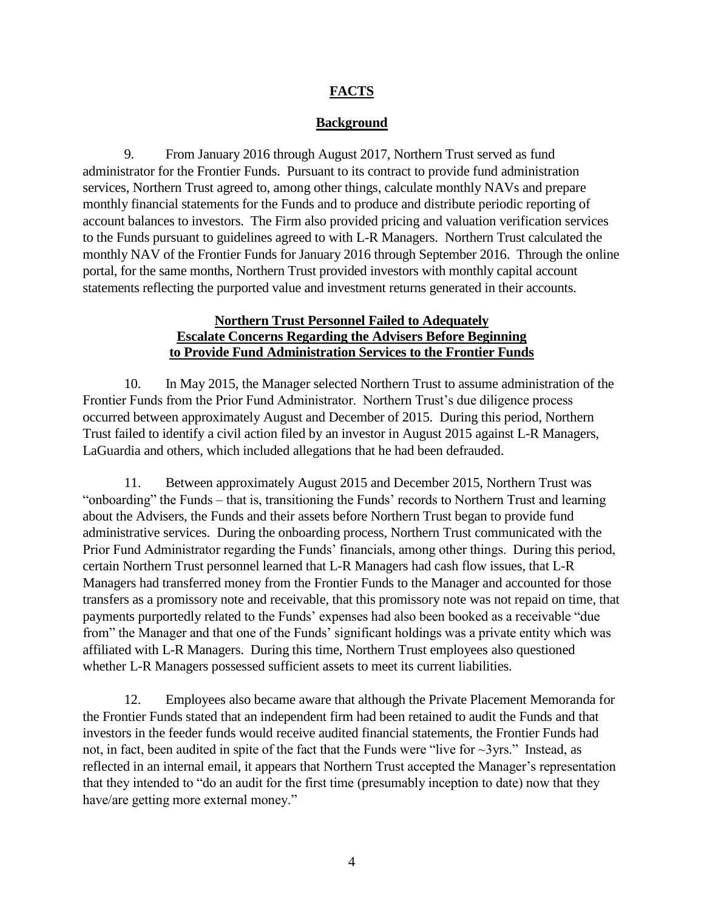## FACTS

### Background

9. From January 2016 through August 2017, Northern Trust served as fund administrator for the Frontier Funds. Pursuant to its contract to provide fund administration services, Northern Trust agreed to, among other things, calculate monthly NAVs and prepare monthly financial statements for the Funds and to produce and distribute periodic reporting of account balances to investors. The Firm also provided pricing and valuation verification services to the Funds pursuant to guidelines agreed to with L-R Managers. Northern Trust calculated the monthly NAV of the Frontier Funds for January 2016 through September 2016. Through the online portal, for the same months, Northern Trust provided investors with monthly capital account statements reflecting the purported value and investment returns generated in their accounts.

### Northern Trust Personnel Failed to Adequately Escalate Concerns Regarding the Advisers Before Beginning to Provide Fund Administration Services to the Frontier Funds

10. In May 2015, the Manager selected Northern Trust to assume administration of the Frontier Funds from the Prior Fund Administrator. Northern Trust's due diligence process occurred between approximately August and December of 2015. During this period, Northern Trust failed to identify a civil action filed by an investor in August 2015 against L-R Managers, LaGuardia and others, which included allegations that he had been defrauded.

11. Between approximately August 2015 and December 2015, Northern Trust was "onboarding" the Funds – that is, transitioning the Funds' records to Northern Trust and learning about the Advisers, the Funds and their assets before Northern Trust began to provide fund administrative services. During the onboarding process, Northern Trust communicated with the Prior Fund Administrator regarding the Funds' financials, among other things. During this period, certain Northern Trust personnel learned that L-R Managers had cash flow issues, that L-R Managers had transferred money from the Frontier Funds to the Manager and accounted for those transfers as a promissory note and receivable, that this promissory note was not repaid on time, that payments purportedly related to the Funds' expenses had also been booked as a receivable "due from" the Manager and that one of the Funds' significant holdings was a private entity which was affiliated with L-R Managers. During this time, Northern Trust employees also questioned whether L-R Managers possessed sufficient assets to meet its current liabilities.

12. Employees also became aware that although the Private Placement Memoranda for the Frontier Funds stated that an independent firm had been retained to audit the Funds and that investors in the feeder funds would receive audited financial statements, the Frontier Funds had not, in fact, been audited in spite of the fact that the Funds were "live for ~3yrs." Instead, as reflected in an internal email, it appears that Northern Trust accepted the Manager's representation that they intended to "do an audit for the first time (presumably inception to date) now that they have/are getting more external money."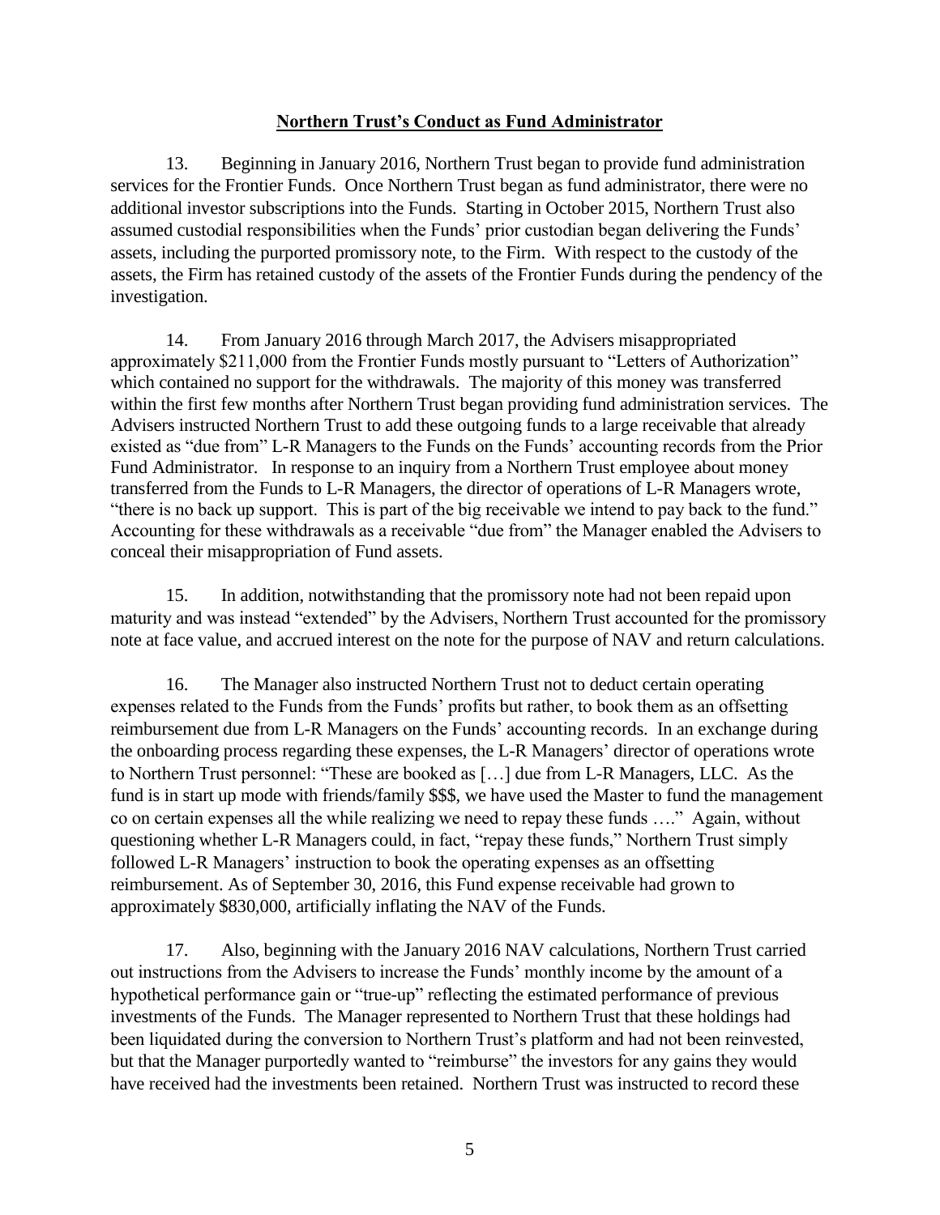## **Northern Trust's Conduct as Fund Administrator**

13. Beginning in January 2016, Northern Trust began to provide fund administration services for the Frontier Funds. Once Northern Trust began as fund administrator, there were no additional investor subscriptions into the Funds. Starting in October 2015, Northern Trust also assumed custodial responsibilities when the Funds' prior custodian began delivering the Funds' assets, including the purported promissory note, to the Firm. With respect to the custody of the assets, the Firm has retained custody of the assets of the Frontier Funds during the pendency of the investigation.

14. From January 2016 through March 2017, the Advisers misappropriated approximately $211,000 from the Frontier Funds mostly pursuant to "Letters of Authorization" which contained no support for the withdrawals. The majority of this money was transferred within the first few months after Northern Trust began providing fund administration services. The Advisers instructed Northern Trust to add these outgoing funds to a large receivable that already existed as "due from" L-R Managers to the Funds on the Funds' accounting records from the Prior Fund Administrator. In response to an inquiry from a Northern Trust employee about money transferred from the Funds to L-R Managers, the director of operations of L-R Managers wrote, "there is no back up support. This is part of the big receivable we intend to pay back to the fund." Accounting for these withdrawals as a receivable "due from" the Manager enabled the Advisers to conceal their misappropriation of Fund assets.

15. In addition, notwithstanding that the promissory note had not been repaid upon maturity and was instead "extended" by the Advisers, Northern Trust accounted for the promissory note at face value, and accrued interest on the note for the purpose of NAV and return calculations.

16. The Manager also instructed Northern Trust not to deduct certain operating expenses related to the Funds from the Funds' profits but rather, to book them as an offsetting reimbursement due from L-R Managers on the Funds' accounting records. In an exchange during the onboarding process regarding these expenses, the L-R Managers' director of operations wrote to Northern Trust personnel: "These are booked as […] due from L-R Managers, LLC. As the fund is in start up mode with friends/family $$$, we have used the Master to fund the management co on certain expenses all the while realizing we need to repay these funds …." Again, without questioning whether L-R Managers could, in fact, "repay these funds," Northern Trust simply followed L-R Managers' instruction to book the operating expenses as an offsetting reimbursement. As of September 30, 2016, this Fund expense receivable had grown to approximately $830,000, artificially inflating the NAV of the Funds.

17. Also, beginning with the January 2016 NAV calculations, Northern Trust carried out instructions from the Advisers to increase the Funds' monthly income by the amount of a hypothetical performance gain or "true-up" reflecting the estimated performance of previous investments of the Funds. The Manager represented to Northern Trust that these holdings had been liquidated during the conversion to Northern Trust's platform and had not been reinvested, but that the Manager purportedly wanted to "reimburse" the investors for any gains they would have received had the investments been retained. Northern Trust was instructed to record these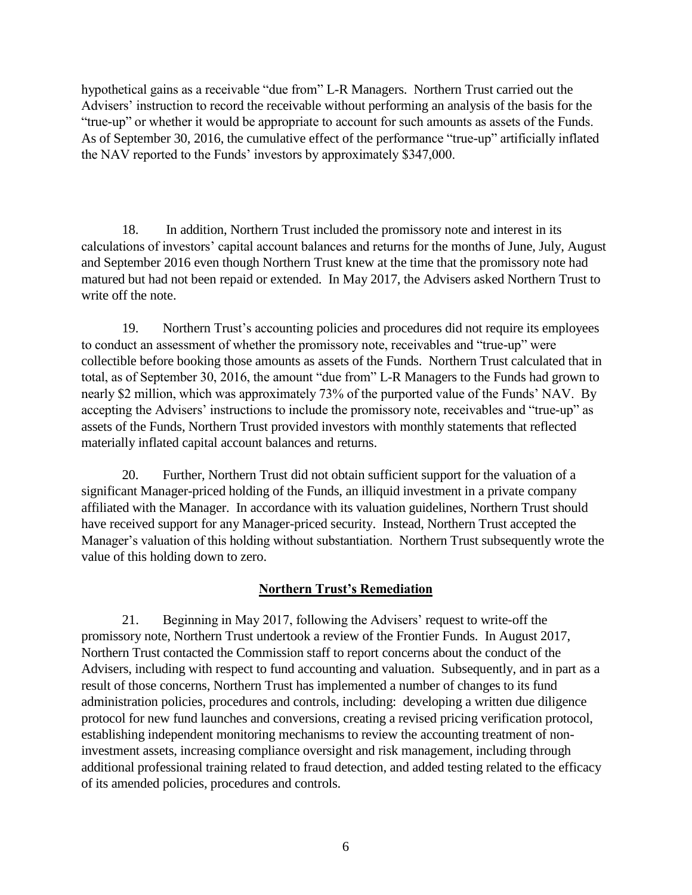hypothetical gains as a receivable "due from" L-R Managers. Northern Trust carried out the Advisers' instruction to record the receivable without performing an analysis of the basis for the "true-up" or whether it would be appropriate to account for such amounts as assets of the Funds. As of September 30, 2016, the cumulative effect of the performance "true-up" artificially inflated the NAV reported to the Funds' investors by approximately $347,000.

18. In addition, Northern Trust included the promissory note and interest in its calculations of investors' capital account balances and returns for the months of June, July, August and September 2016 even though Northern Trust knew at the time that the promissory note had matured but had not been repaid or extended. In May 2017, the Advisers asked Northern Trust to write off the note.

19. Northern Trust's accounting policies and procedures did not require its employees to conduct an assessment of whether the promissory note, receivables and "true-up" were collectible before booking those amounts as assets of the Funds. Northern Trust calculated that in total, as of September 30, 2016, the amount "due from" L-R Managers to the Funds had grown to nearly $2 million, which was approximately 73% of the purported value of the Funds' NAV. By accepting the Advisers' instructions to include the promissory note, receivables and "true-up" as assets of the Funds, Northern Trust provided investors with monthly statements that reflected materially inflated capital account balances and returns.

20. Further, Northern Trust did not obtain sufficient support for the valuation of a significant Manager-priced holding of the Funds, an illiquid investment in a private company affiliated with the Manager. In accordance with its valuation guidelines, Northern Trust should have received support for any Manager-priced security. Instead, Northern Trust accepted the Manager's valuation of this holding without substantiation. Northern Trust subsequently wrote the value of this holding down to zero.

## Northern Trust's Remediation

21. Beginning in May 2017, following the Advisers' request to write-off the promissory note, Northern Trust undertook a review of the Frontier Funds. In August 2017, Northern Trust contacted the Commission staff to report concerns about the conduct of the Advisers, including with respect to fund accounting and valuation. Subsequently, and in part as a result of those concerns, Northern Trust has implemented a number of changes to its fund administration policies, procedures and controls, including: developing a written due diligence protocol for new fund launches and conversions, creating a revised pricing verification protocol, establishing independent monitoring mechanisms to review the accounting treatment of non-investment assets, increasing compliance oversight and risk management, including through additional professional training related to fraud detection, and added testing related to the efficacy of its amended policies, procedures and controls.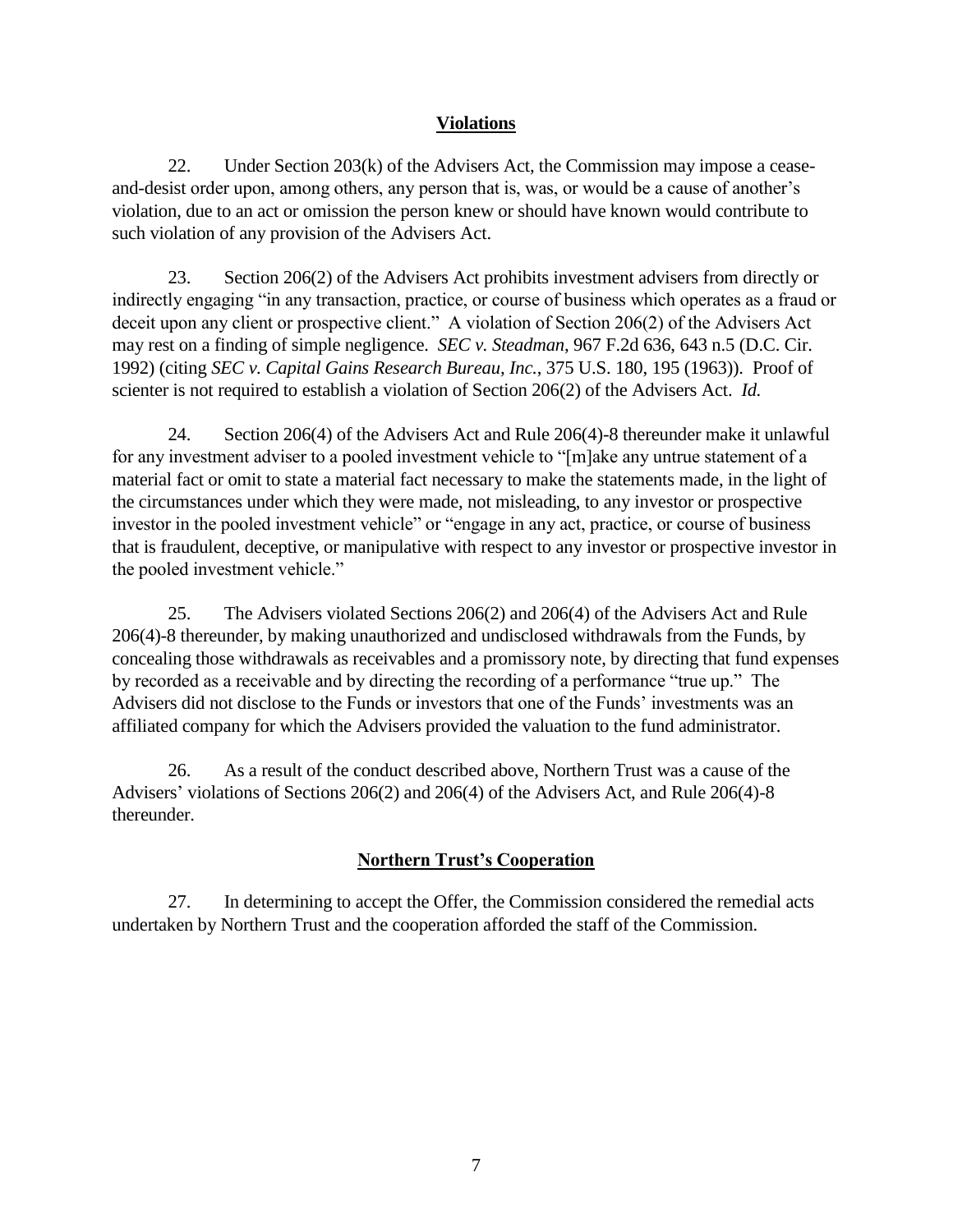## Violations

22. Under Section 203(k) of the Advisers Act, the Commission may impose a cease-and-desist order upon, among others, any person that is, was, or would be a cause of another's violation, due to an act or omission the person knew or should have known would contribute to such violation of any provision of the Advisers Act.

23. Section 206(2) of the Advisers Act prohibits investment advisers from directly or indirectly engaging "in any transaction, practice, or course of business which operates as a fraud or deceit upon any client or prospective client." A violation of Section 206(2) of the Advisers Act may rest on a finding of simple negligence. *SEC v. Steadman*, 967 F.2d 636, 643 n.5 (D.C. Cir. 1992) (citing *SEC v. Capital Gains Research Bureau, Inc.*, 375 U.S. 180, 195 (1963)). Proof of scienter is not required to establish a violation of Section 206(2) of the Advisers Act. *Id.*

24. Section 206(4) of the Advisers Act and Rule 206(4)-8 thereunder make it unlawful for any investment adviser to a pooled investment vehicle to "[m]ake any untrue statement of a material fact or omit to state a material fact necessary to make the statements made, in the light of the circumstances under which they were made, not misleading, to any investor or prospective investor in the pooled investment vehicle" or "engage in any act, practice, or course of business that is fraudulent, deceptive, or manipulative with respect to any investor or prospective investor in the pooled investment vehicle."

25. The Advisers violated Sections 206(2) and 206(4) of the Advisers Act and Rule 206(4)-8 thereunder, by making unauthorized and undisclosed withdrawals from the Funds, by concealing those withdrawals as receivables and a promissory note, by directing that fund expenses by recorded as a receivable and by directing the recording of a performance "true up." The Advisers did not disclose to the Funds or investors that one of the Funds' investments was an affiliated company for which the Advisers provided the valuation to the fund administrator.

26. As a result of the conduct described above, Northern Trust was a cause of the Advisers' violations of Sections 206(2) and 206(4) of the Advisers Act, and Rule 206(4)-8 thereunder.

## Northern Trust's Cooperation

27. In determining to accept the Offer, the Commission considered the remedial acts undertaken by Northern Trust and the cooperation afforded the staff of the Commission.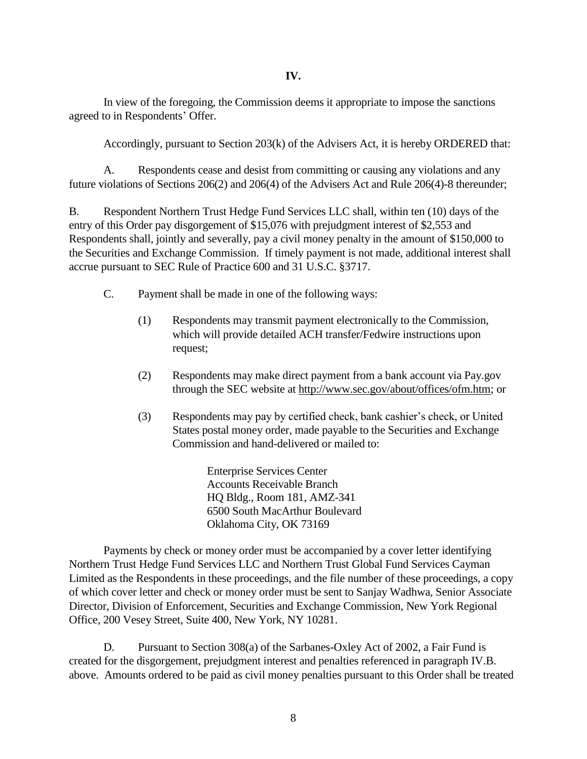## IV.

In view of the foregoing, the Commission deems it appropriate to impose the sanctions agreed to in Respondents' Offer.

Accordingly, pursuant to Section 203(k) of the Advisers Act, it is hereby ORDERED that:

A. Respondents cease and desist from committing or causing any violations and any future violations of Sections 206(2) and 206(4) of the Advisers Act and Rule 206(4)-8 thereunder;

B. Respondent Northern Trust Hedge Fund Services LLC shall, within ten (10) days of the entry of this Order pay disgorgement of $15,076 with prejudgment interest of $2,553 and Respondents shall, jointly and severally, pay a civil money penalty in the amount of $150,000 to the Securities and Exchange Commission. If timely payment is not made, additional interest shall accrue pursuant to SEC Rule of Practice 600 and 31 U.S.C. §3717.

C. Payment shall be made in one of the following ways:

(1) Respondents may transmit payment electronically to the Commission, which will provide detailed ACH transfer/Fedwire instructions upon request;

(2) Respondents may make direct payment from a bank account via Pay.gov through the SEC website at http://www.sec.gov/about/offices/ofm.htm; or

(3) Respondents may pay by certified check, bank cashier's check, or United States postal money order, made payable to the Securities and Exchange Commission and hand-delivered or mailed to:

> Enterprise Services Center
> Accounts Receivable Branch
> HQ Bldg., Room 181, AMZ-341
> 6500 South MacArthur Boulevard
> Oklahoma City, OK 73169

Payments by check or money order must be accompanied by a cover letter identifying Northern Trust Hedge Fund Services LLC and Northern Trust Global Fund Services Cayman Limited as the Respondents in these proceedings, and the file number of these proceedings, a copy of which cover letter and check or money order must be sent to Sanjay Wadhwa, Senior Associate Director, Division of Enforcement, Securities and Exchange Commission, New York Regional Office, 200 Vesey Street, Suite 400, New York, NY 10281.

D. Pursuant to Section 308(a) of the Sarbanes-Oxley Act of 2002, a Fair Fund is created for the disgorgement, prejudgment interest and penalties referenced in paragraph IV.B. above. Amounts ordered to be paid as civil money penalties pursuant to this Order shall be treated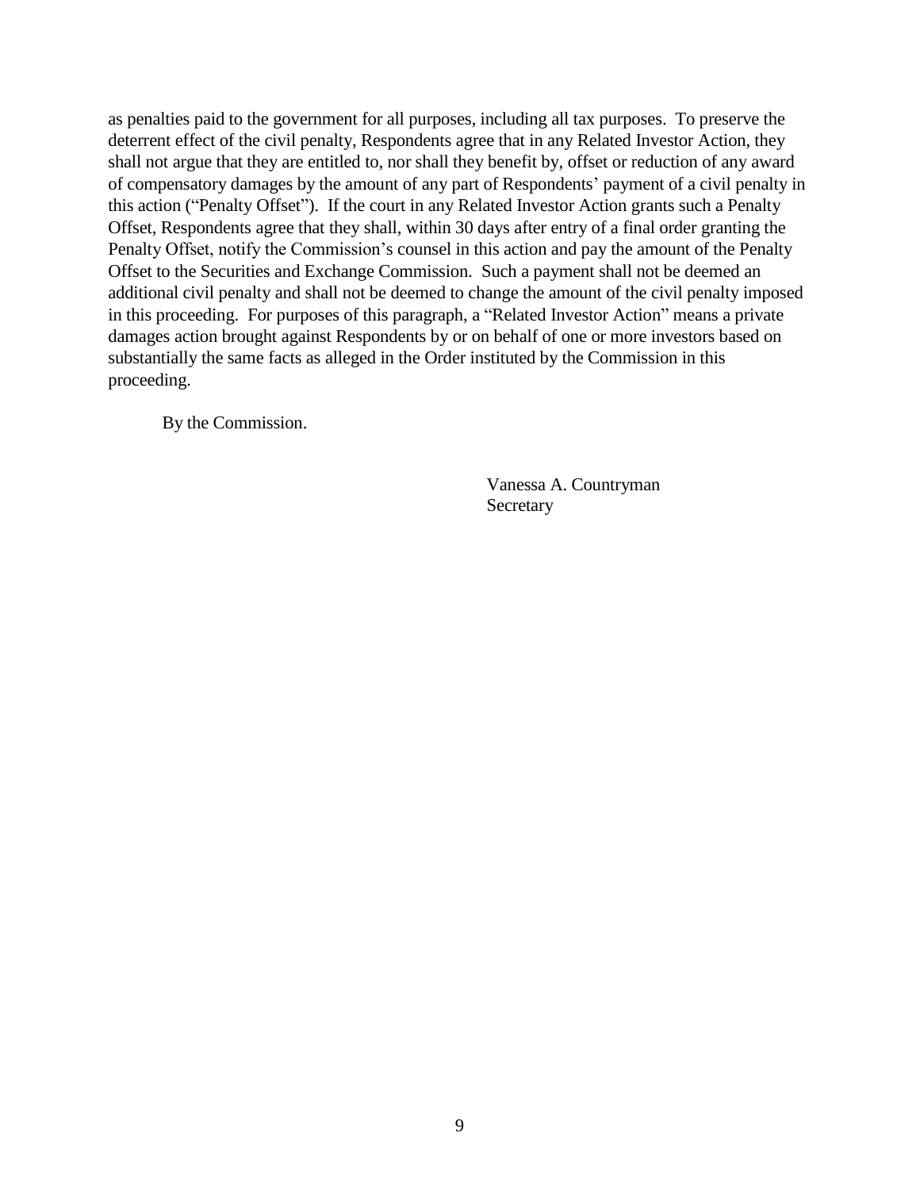as penalties paid to the government for all purposes, including all tax purposes. To preserve the deterrent effect of the civil penalty, Respondents agree that in any Related Investor Action, they shall not argue that they are entitled to, nor shall they benefit by, offset or reduction of any award of compensatory damages by the amount of any part of Respondents' payment of a civil penalty in this action ("Penalty Offset"). If the court in any Related Investor Action grants such a Penalty Offset, Respondents agree that they shall, within 30 days after entry of a final order granting the Penalty Offset, notify the Commission's counsel in this action and pay the amount of the Penalty Offset to the Securities and Exchange Commission. Such a payment shall not be deemed an additional civil penalty and shall not be deemed to change the amount of the civil penalty imposed in this proceeding. For purposes of this paragraph, a "Related Investor Action" means a private damages action brought against Respondents by or on behalf of one or more investors based on substantially the same facts as alleged in the Order instituted by the Commission in this proceeding.

By the Commission.

Vanessa A. Countryman
Secretary